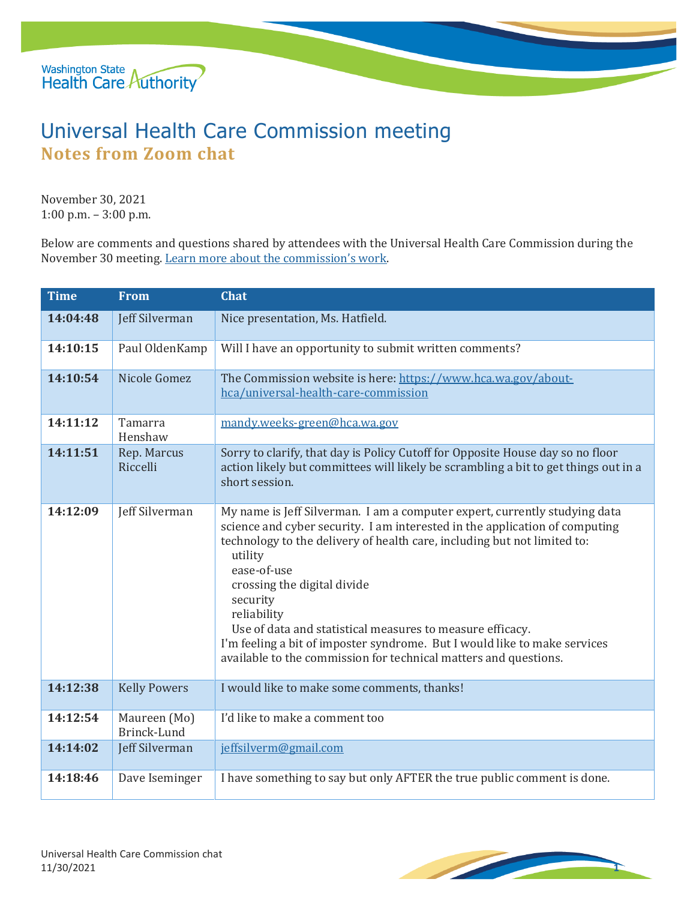# Universal Health Care Commission meeting

## Notes from Zoom chat

November 30, 2021
1:00 p.m. – 3:00 p.m.

Below are comments and questions shared by attendees with the Universal Health Care Commission during the November 30 meeting. Learn more about the commission's work.

| Time | From | Chat |
| --- | --- | --- |
| **14:04:48** | Jeff Silverman | Nice presentation, Ms. Hatfield. |
| **14:10:15** | Paul OldenKamp | Will I have an opportunity to submit written comments? |
| **14:10:54** | Nicole Gomez | The Commission website is here: https://www.hca.wa.gov/about-hca/universal-health-care-commission |
| **14:11:12** | Tamarra Henshaw | mandy.weeks-green@hca.wa.gov |
| **14:11:51** | Rep. Marcus Riccelli | Sorry to clarify, that day is Policy Cutoff for Opposite House day so no floor action likely but committees will likely be scrambling a bit to get things out in a short session. |
| **14:12:09** | Jeff Silverman | My name is Jeff Silverman. I am a computer expert, currently studying data science and cyber security. I am interested in the application of computing technology to the delivery of health care, including but not limited to: utility, ease-of-use, crossing the digital divide, security, reliability, Use of data and statistical measures to measure efficacy. I'm feeling a bit of imposter syndrome. But I would like to make services available to the commission for technical matters and questions. |
| **14:12:38** | Kelly Powers | I would like to make some comments, thanks! |
| **14:12:54** | Maureen (Mo) Brinck-Lund | I'd like to make a comment too |
| **14:14:02** | Jeff Silverman | jeffsilverm@gmail.com |
| **14:18:46** | Dave Iseminger | I have something to say but only AFTER the true public comment is done. |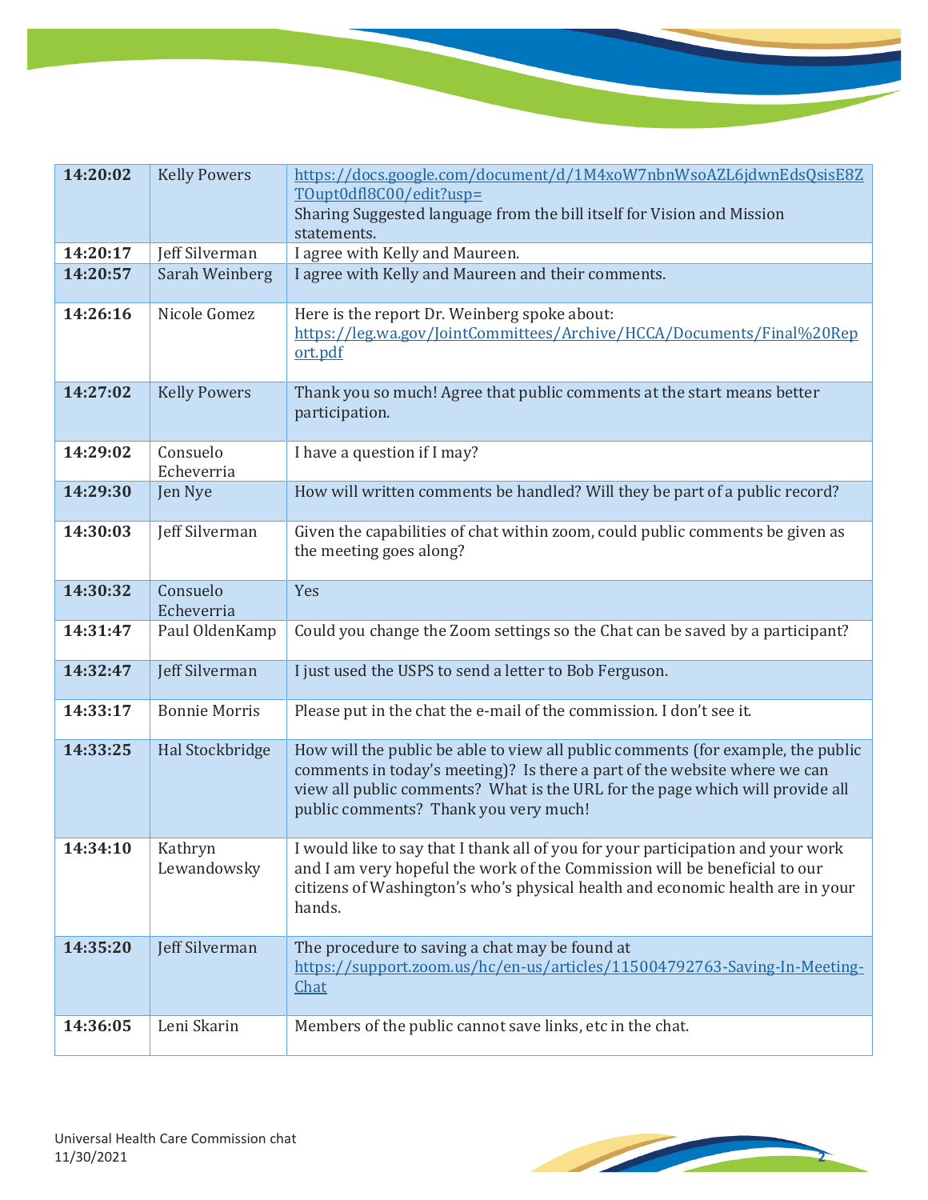| **14:20:02** | Kelly Powers | https://docs.google.com/document/d/1M4xoW7nbnWsoAZL6jdwnEdsQsisE8ZTOupt0dfl8C00/edit?usp= Sharing Suggested language from the bill itself for Vision and Mission statements. |
|---|---|---|
| **14:20:17** | Jeff Silverman | I agree with Kelly and Maureen. |
| **14:20:57** | Sarah Weinberg | I agree with Kelly and Maureen and their comments. |
| **14:26:16** | Nicole Gomez | Here is the report Dr. Weinberg spoke about: https://leg.wa.gov/JointCommittees/Archive/HCCA/Documents/Final%20Report.pdf |
| **14:27:02** | Kelly Powers | Thank you so much! Agree that public comments at the start means better participation. |
| **14:29:02** | Consuelo Echeverria | I have a question if I may? |
| **14:29:30** | Jen Nye | How will written comments be handled? Will they be part of a public record? |
| **14:30:03** | Jeff Silverman | Given the capabilities of chat within zoom, could public comments be given as the meeting goes along? |
| **14:30:32** | Consuelo Echeverria | Yes |
| **14:31:47** | Paul OldenKamp | Could you change the Zoom settings so the Chat can be saved by a participant? |
| **14:32:47** | Jeff Silverman | I just used the USPS to send a letter to Bob Ferguson. |
| **14:33:17** | Bonnie Morris | Please put in the chat the e-mail of the commission. I don't see it. |
| **14:33:25** | Hal Stockbridge | How will the public be able to view all public comments (for example, the public comments in today's meeting)? Is there a part of the website where we can view all public comments? What is the URL for the page which will provide all public comments? Thank you very much! |
| **14:34:10** | Kathryn Lewandowsky | I would like to say that I thank all of you for your participation and your work and I am very hopeful the work of the Commission will be beneficial to our citizens of Washington's who's physical health and economic health are in your hands. |
| **14:35:20** | Jeff Silverman | The procedure to saving a chat may be found at https://support.zoom.us/hc/en-us/articles/115004792763-Saving-In-Meeting-Chat |
| **14:36:05** | Leni Skarin | Members of the public cannot save links, etc in the chat. |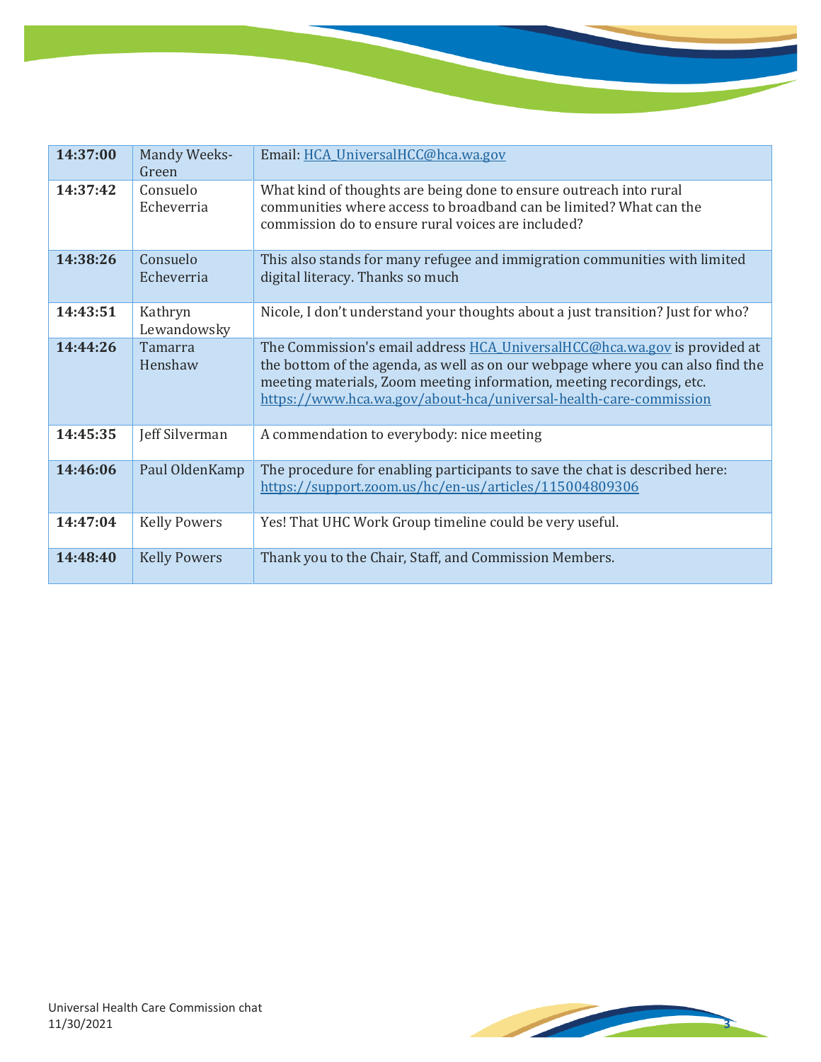| | | |
|---|---|---|
| **14:37:00** | Mandy Weeks-Green | Email: HCA_UniversalHCC@hca.wa.gov |
| **14:37:42** | Consuelo Echeverria | What kind of thoughts are being done to ensure outreach into rural communities where access to broadband can be limited? What can the commission do to ensure rural voices are included? |
| **14:38:26** | Consuelo Echeverria | This also stands for many refugee and immigration communities with limited digital literacy. Thanks so much |
| **14:43:51** | Kathryn Lewandowsky | Nicole, I don’t understand your thoughts about a just transition? Just for who? |
| **14:44:26** | Tamarra Henshaw | The Commission's email address HCA_UniversalHCC@hca.wa.gov is provided at the bottom of the agenda, as well as on our webpage where you can also find the meeting materials, Zoom meeting information, meeting recordings, etc. https://www.hca.wa.gov/about-hca/universal-health-care-commission |
| **14:45:35** | Jeff Silverman | A commendation to everybody: nice meeting |
| **14:46:06** | Paul OldenKamp | The procedure for enabling participants to save the chat is described here: https://support.zoom.us/hc/en-us/articles/115004809306 |
| **14:47:04** | Kelly Powers | Yes! That UHC Work Group timeline could be very useful. |
| **14:48:40** | Kelly Powers | Thank you to the Chair, Staff, and Commission Members. |